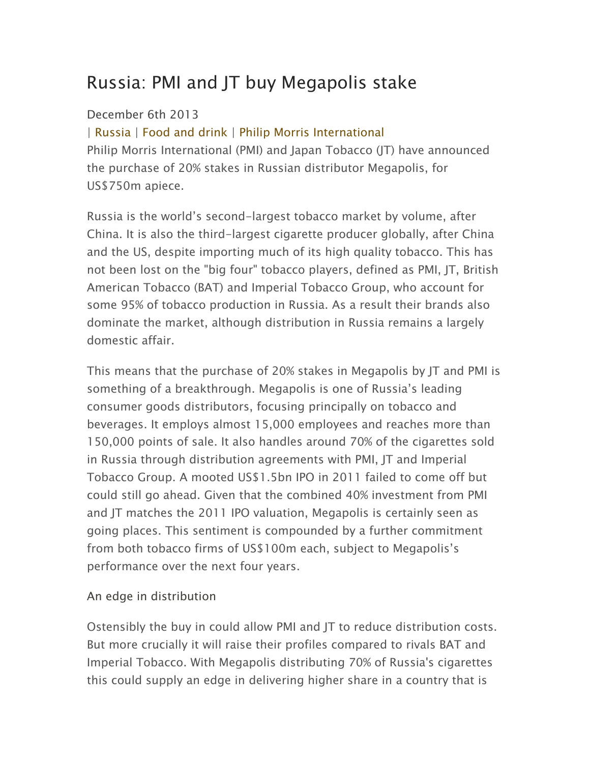# Russia: PMI and JT buy Megapolis stake

December 6th 2013

| Russia | Food and drink | Philip Morris International

Philip Morris International (PMI) and Japan Tobacco (JT) have announced the purchase of 20% stakes in Russian distributor Megapolis, for US$750m apiece.

Russia is the world's second-largest tobacco market by volume, after China. It is also the third-largest cigarette producer globally, after China and the US, despite importing much of its high quality tobacco. This has not been lost on the "big four" tobacco players, defined as PMI, JT, British American Tobacco (BAT) and Imperial Tobacco Group, who account for some 95% of tobacco production in Russia. As a result their brands also dominate the market, although distribution in Russia remains a largely domestic affair.

This means that the purchase of 20% stakes in Megapolis by JT and PMI is something of a breakthrough. Megapolis is one of Russia's leading consumer goods distributors, focusing principally on tobacco and beverages. It employs almost 15,000 employees and reaches more than 150,000 points of sale. It also handles around 70% of the cigarettes sold in Russia through distribution agreements with PMI, JT and Imperial Tobacco Group. A mooted US$1.5bn IPO in 2011 failed to come off but could still go ahead. Given that the combined 40% investment from PMI and JT matches the 2011 IPO valuation, Megapolis is certainly seen as going places. This sentiment is compounded by a further commitment from both tobacco firms of US$100m each, subject to Megapolis's performance over the next four years.

## An edge in distribution

Ostensibly the buy in could allow PMI and JT to reduce distribution costs. But more crucially it will raise their profiles compared to rivals BAT and Imperial Tobacco. With Megapolis distributing 70% of Russia's cigarettes this could supply an edge in delivering higher share in a country that is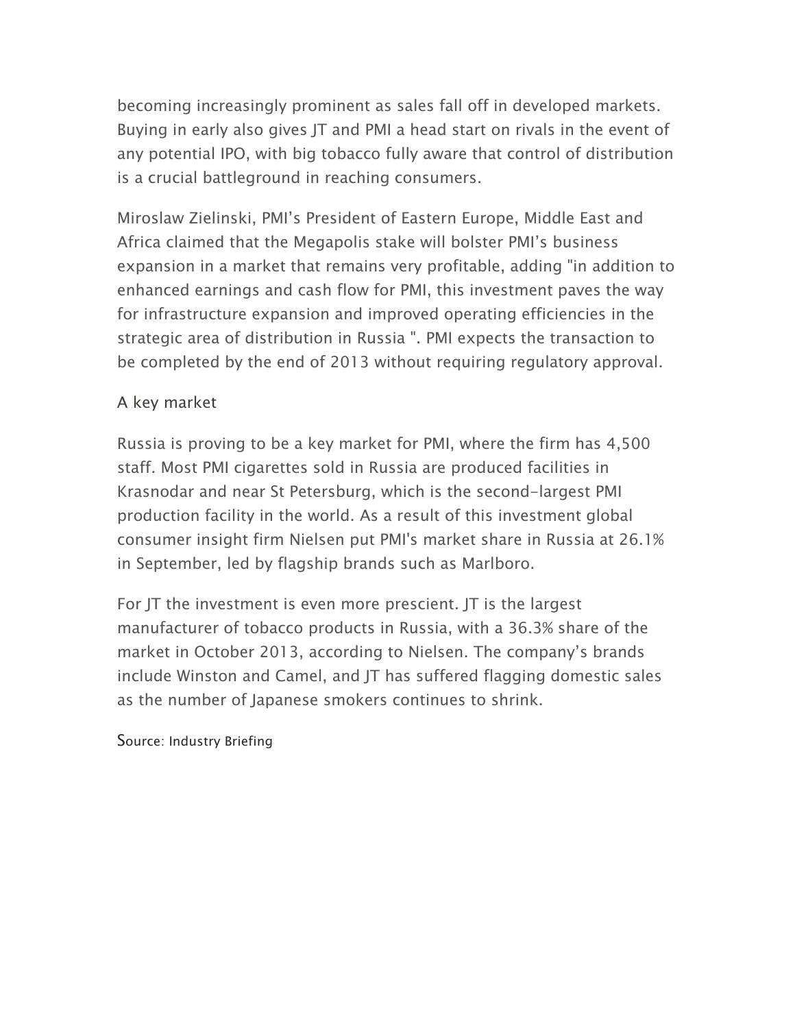becoming increasingly prominent as sales fall off in developed markets. Buying in early also gives JT and PMI a head start on rivals in the event of any potential IPO, with big tobacco fully aware that control of distribution is a crucial battleground in reaching consumers.

Miroslaw Zielinski, PMI's President of Eastern Europe, Middle East and Africa claimed that the Megapolis stake will bolster PMI's business expansion in a market that remains very profitable, adding "in addition to enhanced earnings and cash flow for PMI, this investment paves the way for infrastructure expansion and improved operating efficiencies in the strategic area of distribution in Russia ". PMI expects the transaction to be completed by the end of 2013 without requiring regulatory approval.

## A key market

Russia is proving to be a key market for PMI, where the firm has 4,500 staff. Most PMI cigarettes sold in Russia are produced facilities in Krasnodar and near St Petersburg, which is the second-largest PMI production facility in the world. As a result of this investment global consumer insight firm Nielsen put PMI's market share in Russia at 26.1% in September, led by flagship brands such as Marlboro.

For JT the investment is even more prescient. JT is the largest manufacturer of tobacco products in Russia, with a 36.3% share of the market in October 2013, according to Nielsen. The company's brands include Winston and Camel, and JT has suffered flagging domestic sales as the number of Japanese smokers continues to shrink.

Source: Industry Briefing